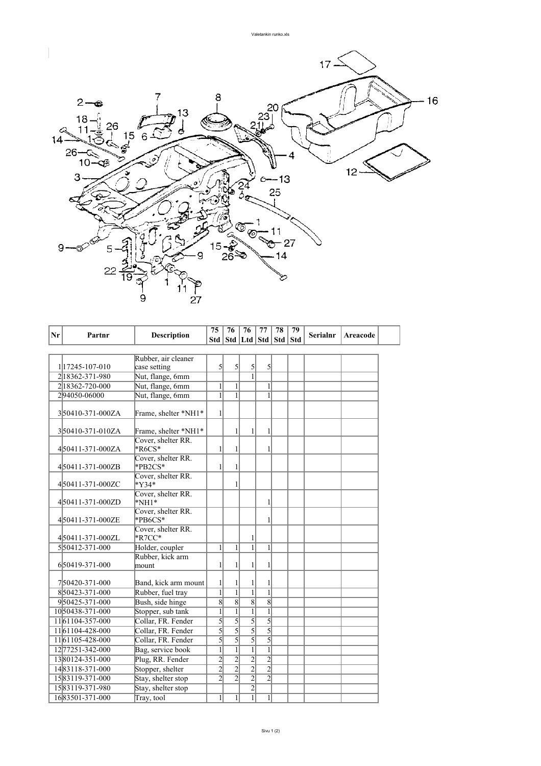| Nr | Partnr | Description | 75 Std | 76 Std | 76 Ltd | 77 Std | 78 Std | 79 Std | Serialnr | Areacode | |
|---|---|---|---|---|---|---|---|---|---|---|---|
| 1 | 17245-107-010 | Rubber, air cleaner case setting | 5 | 5 | 5 | 5 | | | | | |
| 2 | 18362-371-980 | Nut, flange, 6mm | | | 1 | | | | | | |
| 2 | 18362-720-000 | Nut, flange, 6mm | 1 | 1 | | 1 | | | | | |
| 2 | 94050-06000 | Nut, flange, 6mm | 1 | 1 | | 1 | | | | | |
| 3 | 50410-371-000ZA | Frame, shelter *NH1* | 1 | | | | | | | | |
| 3 | 50410-371-010ZA | Frame, shelter *NH1* | | 1 | 1 | 1 | | | | | |
| 4 | 50411-371-000ZA | Cover, shelter RR. *R6CS* | 1 | 1 | | 1 | | | | | |
| 4 | 50411-371-000ZB | Cover, shelter RR. *PB2CS* | 1 | 1 | | | | | | | |
| 4 | 50411-371-000ZC | Cover, shelter RR. *Y34* | | 1 | | | | | | | |
| 4 | 50411-371-000ZD | Cover, shelter RR. *NH1* | | | | 1 | | | | | |
| 4 | 50411-371-000ZE | Cover, shelter RR. *PB6CS* | | | | 1 | | | | | |
| 4 | 50411-371-000ZL | Cover, shelter RR. *R7CC* | | | 1 | | | | | | |
| 5 | 50412-371-000 | Holder, coupler | 1 | 1 | 1 | 1 | | | | | |
| 6 | 50419-371-000 | Rubber, kick arm mount | 1 | 1 | 1 | 1 | | | | | |
| 7 | 50420-371-000 | Band, kick arm mount | 1 | 1 | 1 | 1 | | | | | |
| 8 | 50423-371-000 | Rubber, fuel tray | 1 | 1 | 1 | 1 | | | | | |
| 9 | 50425-371-000 | Bush, side hinge | 8 | 8 | 8 | 8 | | | | | |
| 10 | 50438-371-000 | Stopper, sub tank | 1 | 1 | 1 | 1 | | | | | |
| 11 | 61104-357-000 | Collar, FR. Fender | 5 | 5 | 5 | 5 | | | | | |
| 11 | 61104-428-000 | Collar, FR. Fender | 5 | 5 | 5 | 5 | | | | | |
| 11 | 61105-428-000 | Collar, FR. Fender | 5 | 5 | 5 | 5 | | | | | |
| 12 | 77251-342-000 | Bag, service book | 1 | 1 | 1 | 1 | | | | | |
| 13 | 80124-351-000 | Plug, RR. Fender | 2 | 2 | 2 | 2 | | | | | |
| 14 | 83118-371-000 | Stopper, shelter | 2 | 2 | 2 | 2 | | | | | |
| 15 | 83119-371-000 | Stay, shelter stop | 2 | 2 | 2 | 2 | | | | | |
| 15 | 83119-371-980 | Stay, shelter stop | | | 2 | | | | | | |
| 16 | 83501-371-000 | Tray, tool | 1 | 1 | 1 | 1 | | | | | |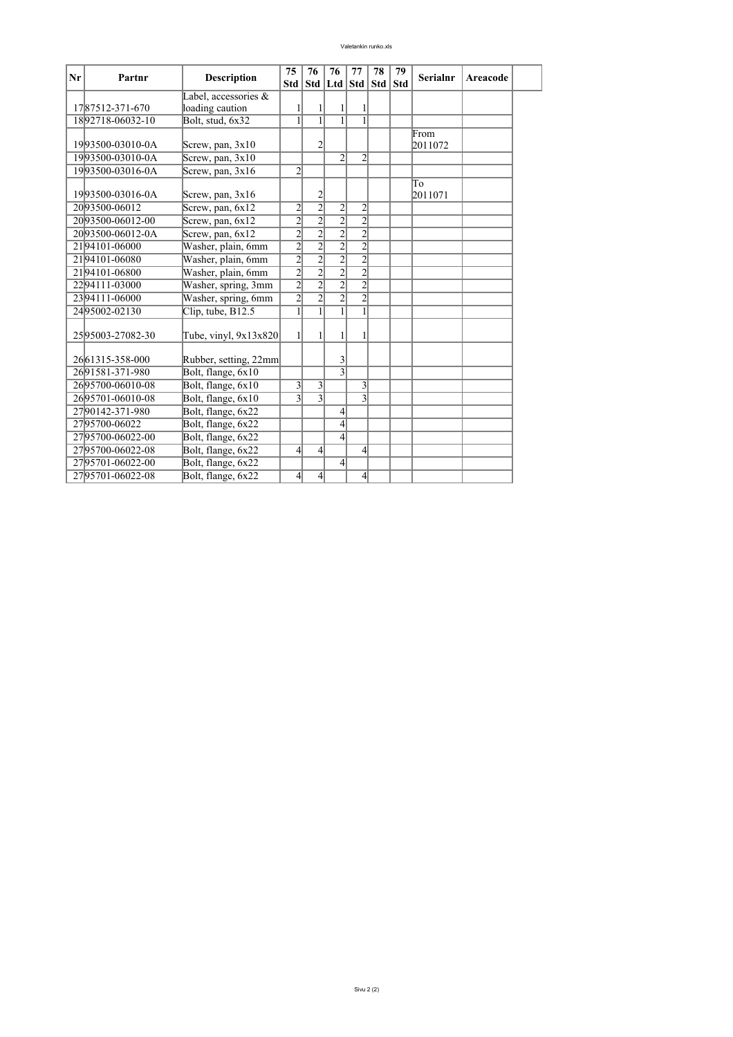| Nr | Partnr | Description | 75 Std | 76 Std | 76 Ltd | 77 Std | 78 Std | 79 Std | Serialnr | Areacode |
|---|---|---|---|---|---|---|---|---|---|---|
| 17 | 87512-371-670 | Label, accessories & loading caution | 1 | 1 | 1 | 1 | | | | |
| 18 | 92718-06032-10 | Bolt, stud, 6x32 | 1 | 1 | 1 | 1 | | | | |
| 19 | 93500-03010-0A | Screw, pan, 3x10 | | 2 | | | | | From 2011072 | |
| 19 | 93500-03010-0A | Screw, pan, 3x10 | | | 2 | 2 | | | | |
| 19 | 93500-03016-0A | Screw, pan, 3x16 | 2 | | | | | | | |
| 19 | 93500-03016-0A | Screw, pan, 3x16 | | 2 | | | | | To 2011071 | |
| 20 | 93500-06012 | Screw, pan, 6x12 | 2 | 2 | 2 | 2 | | | | |
| 20 | 93500-06012-00 | Screw, pan, 6x12 | 2 | 2 | 2 | 2 | | | | |
| 20 | 93500-06012-0A | Screw, pan, 6x12 | 2 | 2 | 2 | 2 | | | | |
| 21 | 94101-06000 | Washer, plain, 6mm | 2 | 2 | 2 | 2 | | | | |
| 21 | 94101-06080 | Washer, plain, 6mm | 2 | 2 | 2 | 2 | | | | |
| 21 | 94101-06800 | Washer, plain, 6mm | 2 | 2 | 2 | 2 | | | | |
| 22 | 94111-03000 | Washer, spring, 3mm | 2 | 2 | 2 | 2 | | | | |
| 23 | 94111-06000 | Washer, spring, 6mm | 2 | 2 | 2 | 2 | | | | |
| 24 | 95002-02130 | Clip, tube, B12.5 | 1 | 1 | 1 | 1 | | | | |
| 25 | 95003-27082-30 | Tube, vinyl, 9x13x820 | 1 | 1 | 1 | 1 | | | | |
| 26 | 61315-358-000 | Rubber, setting, 22mm | | | 3 | | | | | |
| 26 | 91581-371-980 | Bolt, flange, 6x10 | | | 3 | | | | | |
| 26 | 95700-06010-08 | Bolt, flange, 6x10 | 3 | 3 | | 3 | | | | |
| 26 | 95701-06010-08 | Bolt, flange, 6x10 | 3 | 3 | | 3 | | | | |
| 27 | 90142-371-980 | Bolt, flange, 6x22 | | | 4 | | | | | |
| 27 | 95700-06022 | Bolt, flange, 6x22 | | | 4 | | | | | |
| 27 | 95700-06022-00 | Bolt, flange, 6x22 | | | 4 | | | | | |
| 27 | 95700-06022-08 | Bolt, flange, 6x22 | 4 | 4 | | 4 | | | | |
| 27 | 95701-06022-00 | Bolt, flange, 6x22 | | | 4 | | | | | |
| 27 | 95701-06022-08 | Bolt, flange, 6x22 | 4 | 4 | | 4 | | | | |